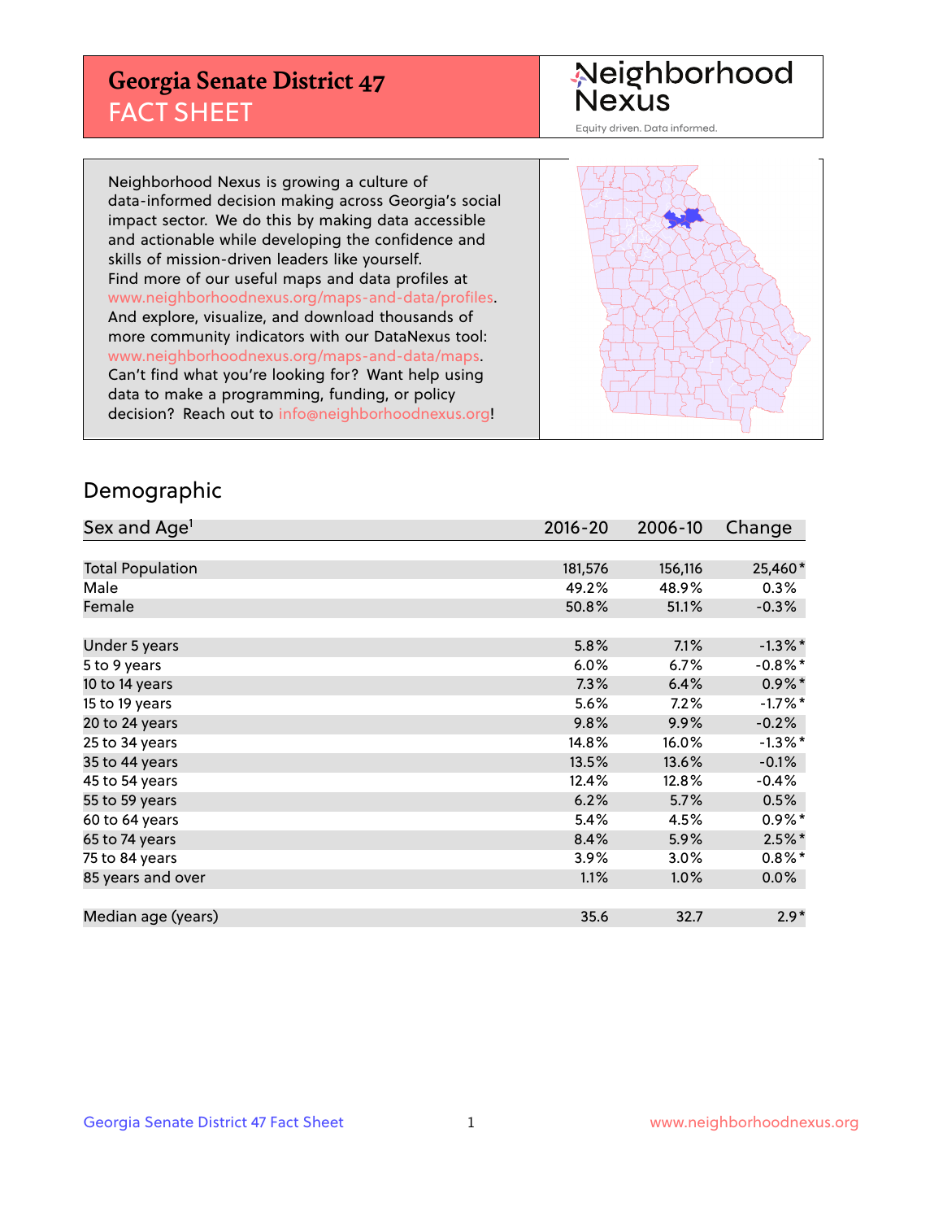# Georgia Senate District 47
## FACT SHEET

Neighborhood Nexus

Equity driven. Data informed.

Neighborhood Nexus is growing a culture of data-informed decision making across Georgia's social impact sector. We do this by making data accessible and actionable while developing the confidence and skills of mission-driven leaders like yourself. Find more of our useful maps and data profiles at www.neighborhoodnexus.org/maps-and-data/profiles. And explore, visualize, and download thousands of more community indicators with our DataNexus tool: www.neighborhoodnexus.org/maps-and-data/maps. Can't find what you're looking for? Want help using data to make a programming, funding, or policy decision? Reach out to info@neighborhoodnexus.org!

## Demographic

| Sex and Age[1] | 2016-20 | 2006-10 | Change |
|---|---|---|---|
| Total Population | 181,576 | 156,116 | 25,460* |
| Male | 49.2% | 48.9% | 0.3% |
| Female | 50.8% | 51.1% | -0.3% |
| Under 5 years | 5.8% | 7.1% | -1.3%* |
| 5 to 9 years | 6.0% | 6.7% | -0.8%* |
| 10 to 14 years | 7.3% | 6.4% | 0.9%* |
| 15 to 19 years | 5.6% | 7.2% | -1.7%* |
| 20 to 24 years | 9.8% | 9.9% | -0.2% |
| 25 to 34 years | 14.8% | 16.0% | -1.3%* |
| 35 to 44 years | 13.5% | 13.6% | -0.1% |
| 45 to 54 years | 12.4% | 12.8% | -0.4% |
| 55 to 59 years | 6.2% | 5.7% | 0.5% |
| 60 to 64 years | 5.4% | 4.5% | 0.9%* |
| 65 to 74 years | 8.4% | 5.9% | 2.5%* |
| 75 to 84 years | 3.9% | 3.0% | 0.8%* |
| 85 years and over | 1.1% | 1.0% | 0.0% |
| Median age (years) | 35.6 | 32.7 | 2.9* |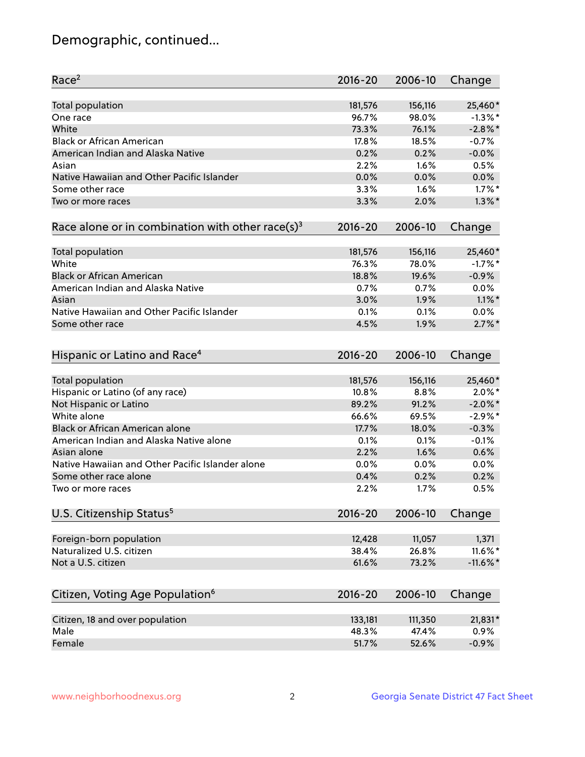# Demographic, continued...

| Race[2] | 2016-20 | 2006-10 | Change |
|---|---|---|---|
| Total population | 181,576 | 156,116 | 25,460* |
| One race | 96.7% | 98.0% | -1.3%* |
| White | 73.3% | 76.1% | -2.8%* |
| Black or African American | 17.8% | 18.5% | -0.7% |
| American Indian and Alaska Native | 0.2% | 0.2% | -0.0% |
| Asian | 2.2% | 1.6% | 0.5% |
| Native Hawaiian and Other Pacific Islander | 0.0% | 0.0% | 0.0% |
| Some other race | 3.3% | 1.6% | 1.7%* |
| Two or more races | 3.3% | 2.0% | 1.3%* |

| Race alone or in combination with other race(s)[3] | 2016-20 | 2006-10 | Change |
|---|---|---|---|
| Total population | 181,576 | 156,116 | 25,460* |
| White | 76.3% | 78.0% | -1.7%* |
| Black or African American | 18.8% | 19.6% | -0.9% |
| American Indian and Alaska Native | 0.7% | 0.7% | 0.0% |
| Asian | 3.0% | 1.9% | 1.1%* |
| Native Hawaiian and Other Pacific Islander | 0.1% | 0.1% | 0.0% |
| Some other race | 4.5% | 1.9% | 2.7%* |

| Hispanic or Latino and Race[4] | 2016-20 | 2006-10 | Change |
|---|---|---|---|
| Total population | 181,576 | 156,116 | 25,460* |
| Hispanic or Latino (of any race) | 10.8% | 8.8% | 2.0%* |
| Not Hispanic or Latino | 89.2% | 91.2% | -2.0%* |
| White alone | 66.6% | 69.5% | -2.9%* |
| Black or African American alone | 17.7% | 18.0% | -0.3% |
| American Indian and Alaska Native alone | 0.1% | 0.1% | -0.1% |
| Asian alone | 2.2% | 1.6% | 0.6% |
| Native Hawaiian and Other Pacific Islander alone | 0.0% | 0.0% | 0.0% |
| Some other race alone | 0.4% | 0.2% | 0.2% |
| Two or more races | 2.2% | 1.7% | 0.5% |

| U.S. Citizenship Status[5] | 2016-20 | 2006-10 | Change |
|---|---|---|---|
| Foreign-born population | 12,428 | 11,057 | 1,371 |
| Naturalized U.S. citizen | 38.4% | 26.8% | 11.6%* |
| Not a U.S. citizen | 61.6% | 73.2% | -11.6%* |

| Citizen, Voting Age Population[6] | 2016-20 | 2006-10 | Change |
|---|---|---|---|
| Citizen, 18 and over population | 133,181 | 111,350 | 21,831* |
| Male | 48.3% | 47.4% | 0.9% |
| Female | 51.7% | 52.6% | -0.9% |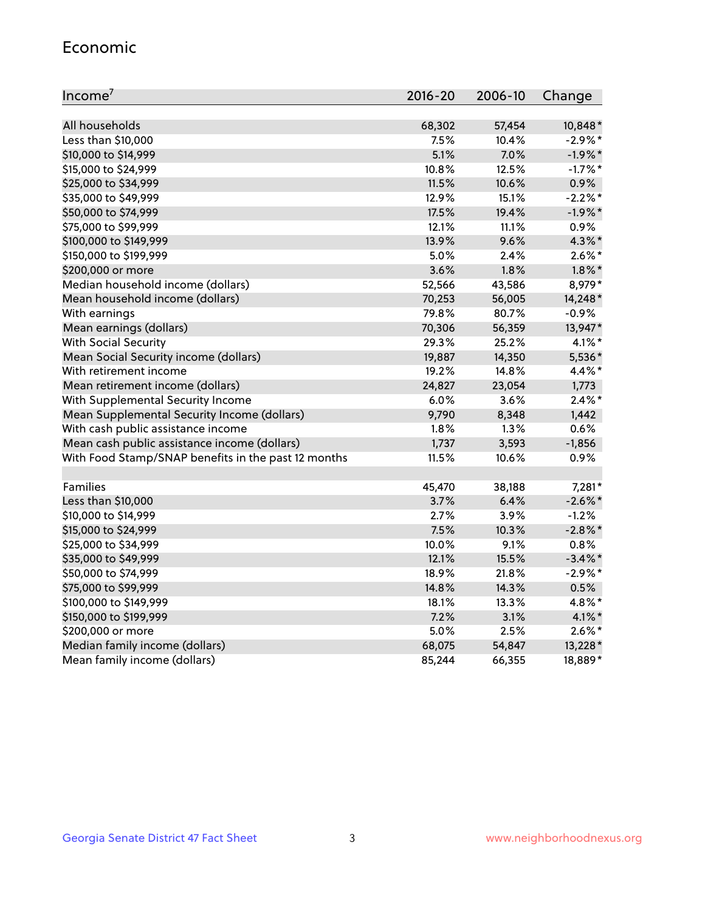## Economic

| Income[7] | 2016-20 | 2006-10 | Change |
|---|---|---|---|
| All households | 68,302 | 57,454 | 10,848* |
| Less than $10,000 | 7.5% | 10.4% | -2.9%* |
| $10,000 to $14,999 | 5.1% | 7.0% | -1.9%* |
| $15,000 to $24,999 | 10.8% | 12.5% | -1.7%* |
| $25,000 to $34,999 | 11.5% | 10.6% | 0.9% |
| $35,000 to $49,999 | 12.9% | 15.1% | -2.2%* |
| $50,000 to $74,999 | 17.5% | 19.4% | -1.9%* |
| $75,000 to $99,999 | 12.1% | 11.1% | 0.9% |
| $100,000 to $149,999 | 13.9% | 9.6% | 4.3%* |
| $150,000 to $199,999 | 5.0% | 2.4% | 2.6%* |
| $200,000 or more | 3.6% | 1.8% | 1.8%* |
| Median household income (dollars) | 52,566 | 43,586 | 8,979* |
| Mean household income (dollars) | 70,253 | 56,005 | 14,248* |
| With earnings | 79.8% | 80.7% | -0.9% |
| Mean earnings (dollars) | 70,306 | 56,359 | 13,947* |
| With Social Security | 29.3% | 25.2% | 4.1%* |
| Mean Social Security income (dollars) | 19,887 | 14,350 | 5,536* |
| With retirement income | 19.2% | 14.8% | 4.4%* |
| Mean retirement income (dollars) | 24,827 | 23,054 | 1,773 |
| With Supplemental Security Income | 6.0% | 3.6% | 2.4%* |
| Mean Supplemental Security Income (dollars) | 9,790 | 8,348 | 1,442 |
| With cash public assistance income | 1.8% | 1.3% | 0.6% |
| Mean cash public assistance income (dollars) | 1,737 | 3,593 | -1,856 |
| With Food Stamp/SNAP benefits in the past 12 months | 11.5% | 10.6% | 0.9% |
| | | | |
| Families | 45,470 | 38,188 | 7,281* |
| Less than $10,000 | 3.7% | 6.4% | -2.6%* |
| $10,000 to $14,999 | 2.7% | 3.9% | -1.2% |
| $15,000 to $24,999 | 7.5% | 10.3% | -2.8%* |
| $25,000 to $34,999 | 10.0% | 9.1% | 0.8% |
| $35,000 to $49,999 | 12.1% | 15.5% | -3.4%* |
| $50,000 to $74,999 | 18.9% | 21.8% | -2.9%* |
| $75,000 to $99,999 | 14.8% | 14.3% | 0.5% |
| $100,000 to $149,999 | 18.1% | 13.3% | 4.8%* |
| $150,000 to $199,999 | 7.2% | 3.1% | 4.1%* |
| $200,000 or more | 5.0% | 2.5% | 2.6%* |
| Median family income (dollars) | 68,075 | 54,847 | 13,228* |
| Mean family income (dollars) | 85,244 | 66,355 | 18,889* |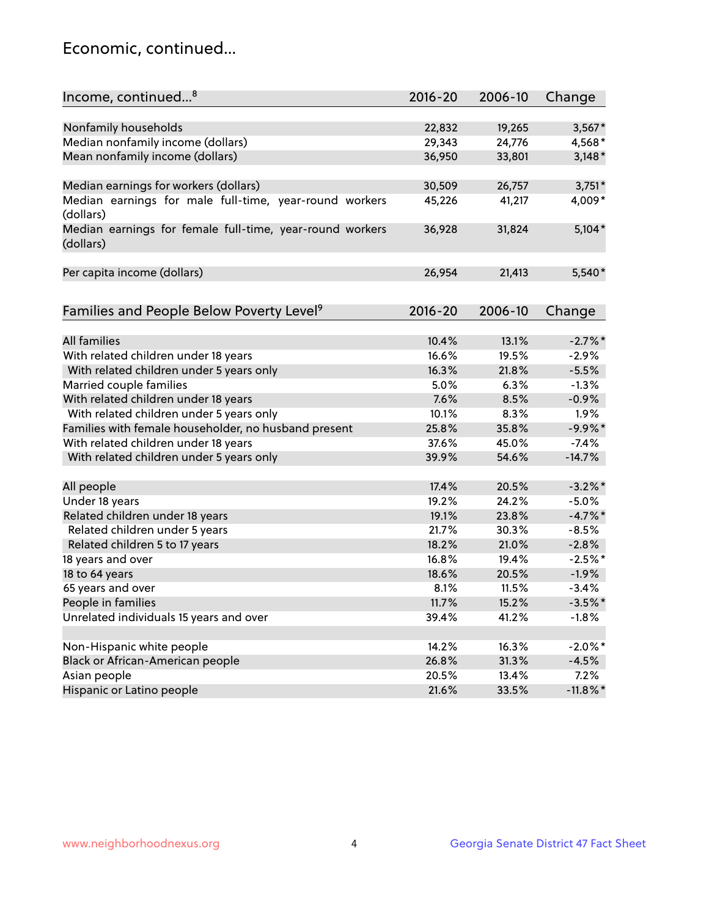## Economic, continued...

| Income, continued...[8] | 2016-20 | 2006-10 | Change |
|---|---|---|---|
| Nonfamily households | 22,832 | 19,265 | 3,567* |
| Median nonfamily income (dollars) | 29,343 | 24,776 | 4,568* |
| Mean nonfamily income (dollars) | 36,950 | 33,801 | 3,148* |
| Median earnings for workers (dollars) | 30,509 | 26,757 | 3,751* |
| Median earnings for male full-time, year-round workers (dollars) | 45,226 | 41,217 | 4,009* |
| Median earnings for female full-time, year-round workers (dollars) | 36,928 | 31,824 | 5,104* |
| Per capita income (dollars) | 26,954 | 21,413 | 5,540* |

| Families and People Below Poverty Level[9] | 2016-20 | 2006-10 | Change |
|---|---|---|---|
| All families | 10.4% | 13.1% | -2.7%* |
| With related children under 18 years | 16.6% | 19.5% | -2.9% |
| With related children under 5 years only | 16.3% | 21.8% | -5.5% |
| Married couple families | 5.0% | 6.3% | -1.3% |
| With related children under 18 years | 7.6% | 8.5% | -0.9% |
| With related children under 5 years only | 10.1% | 8.3% | 1.9% |
| Families with female householder, no husband present | 25.8% | 35.8% | -9.9%* |
| With related children under 18 years | 37.6% | 45.0% | -7.4% |
| With related children under 5 years only | 39.9% | 54.6% | -14.7% |
| All people | 17.4% | 20.5% | -3.2%* |
| Under 18 years | 19.2% | 24.2% | -5.0% |
| Related children under 18 years | 19.1% | 23.8% | -4.7%* |
| Related children under 5 years | 21.7% | 30.3% | -8.5% |
| Related children 5 to 17 years | 18.2% | 21.0% | -2.8% |
| 18 years and over | 16.8% | 19.4% | -2.5%* |
| 18 to 64 years | 18.6% | 20.5% | -1.9% |
| 65 years and over | 8.1% | 11.5% | -3.4% |
| People in families | 11.7% | 15.2% | -3.5%* |
| Unrelated individuals 15 years and over | 39.4% | 41.2% | -1.8% |
| Non-Hispanic white people | 14.2% | 16.3% | -2.0%* |
| Black or African-American people | 26.8% | 31.3% | -4.5% |
| Asian people | 20.5% | 13.4% | 7.2% |
| Hispanic or Latino people | 21.6% | 33.5% | -11.8%* |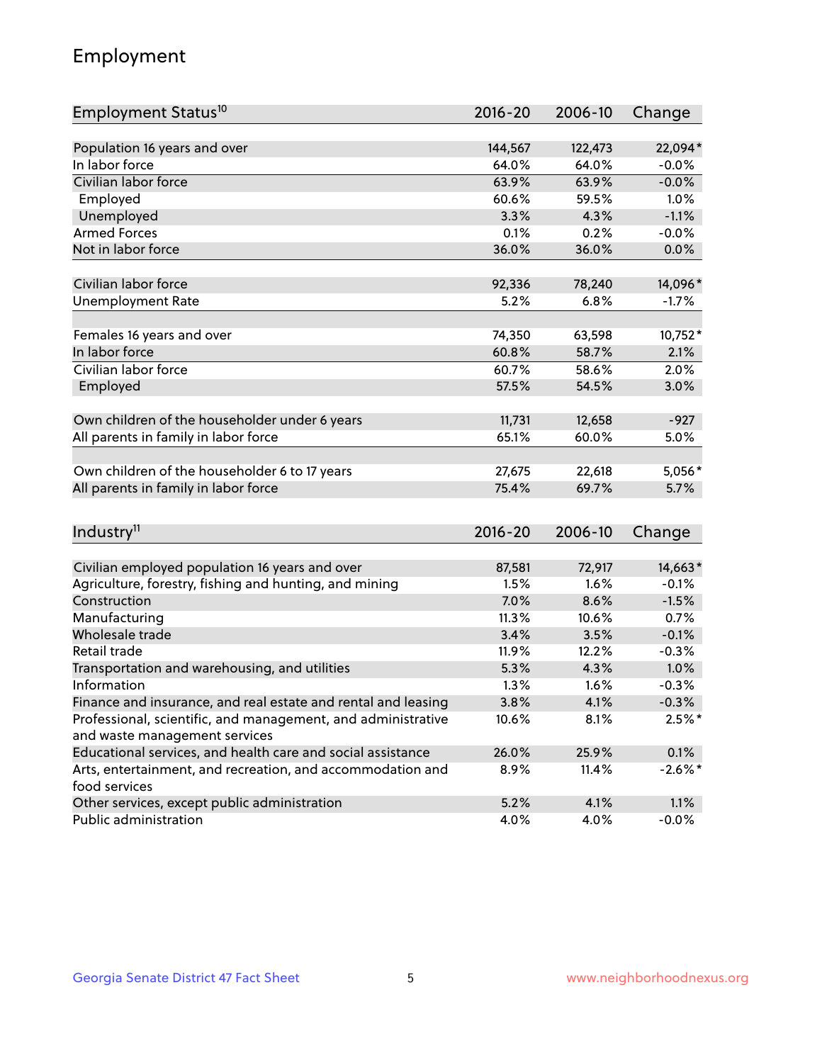# Employment

| Employment Status[10] | 2016-20 | 2006-10 | Change |
|---|---|---|---|
| Population 16 years and over | 144,567 | 122,473 | 22,094* |
| In labor force | 64.0% | 64.0% | -0.0% |
| Civilian labor force | 63.9% | 63.9% | -0.0% |
| Employed | 60.6% | 59.5% | 1.0% |
| Unemployed | 3.3% | 4.3% | -1.1% |
| Armed Forces | 0.1% | 0.2% | -0.0% |
| Not in labor force | 36.0% | 36.0% | 0.0% |
| | | | |
| Civilian labor force | 92,336 | 78,240 | 14,096* |
| Unemployment Rate | 5.2% | 6.8% | -1.7% |
| | | | |
| Females 16 years and over | 74,350 | 63,598 | 10,752* |
| In labor force | 60.8% | 58.7% | 2.1% |
| Civilian labor force | 60.7% | 58.6% | 2.0% |
| Employed | 57.5% | 54.5% | 3.0% |
| | | | |
| Own children of the householder under 6 years | 11,731 | 12,658 | -927 |
| All parents in family in labor force | 65.1% | 60.0% | 5.0% |
| | | | |
| Own children of the householder 6 to 17 years | 27,675 | 22,618 | 5,056* |
| All parents in family in labor force | 75.4% | 69.7% | 5.7% |

| Industry[11] | 2016-20 | 2006-10 | Change |
|---|---|---|---|
| Civilian employed population 16 years and over | 87,581 | 72,917 | 14,663* |
| Agriculture, forestry, fishing and hunting, and mining | 1.5% | 1.6% | -0.1% |
| Construction | 7.0% | 8.6% | -1.5% |
| Manufacturing | 11.3% | 10.6% | 0.7% |
| Wholesale trade | 3.4% | 3.5% | -0.1% |
| Retail trade | 11.9% | 12.2% | -0.3% |
| Transportation and warehousing, and utilities | 5.3% | 4.3% | 1.0% |
| Information | 1.3% | 1.6% | -0.3% |
| Finance and insurance, and real estate and rental and leasing | 3.8% | 4.1% | -0.3% |
| Professional, scientific, and management, and administrative and waste management services | 10.6% | 8.1% | 2.5%* |
| Educational services, and health care and social assistance | 26.0% | 25.9% | 0.1% |
| Arts, entertainment, and recreation, and accommodation and food services | 8.9% | 11.4% | -2.6%* |
| Other services, except public administration | 5.2% | 4.1% | 1.1% |
| Public administration | 4.0% | 4.0% | -0.0% |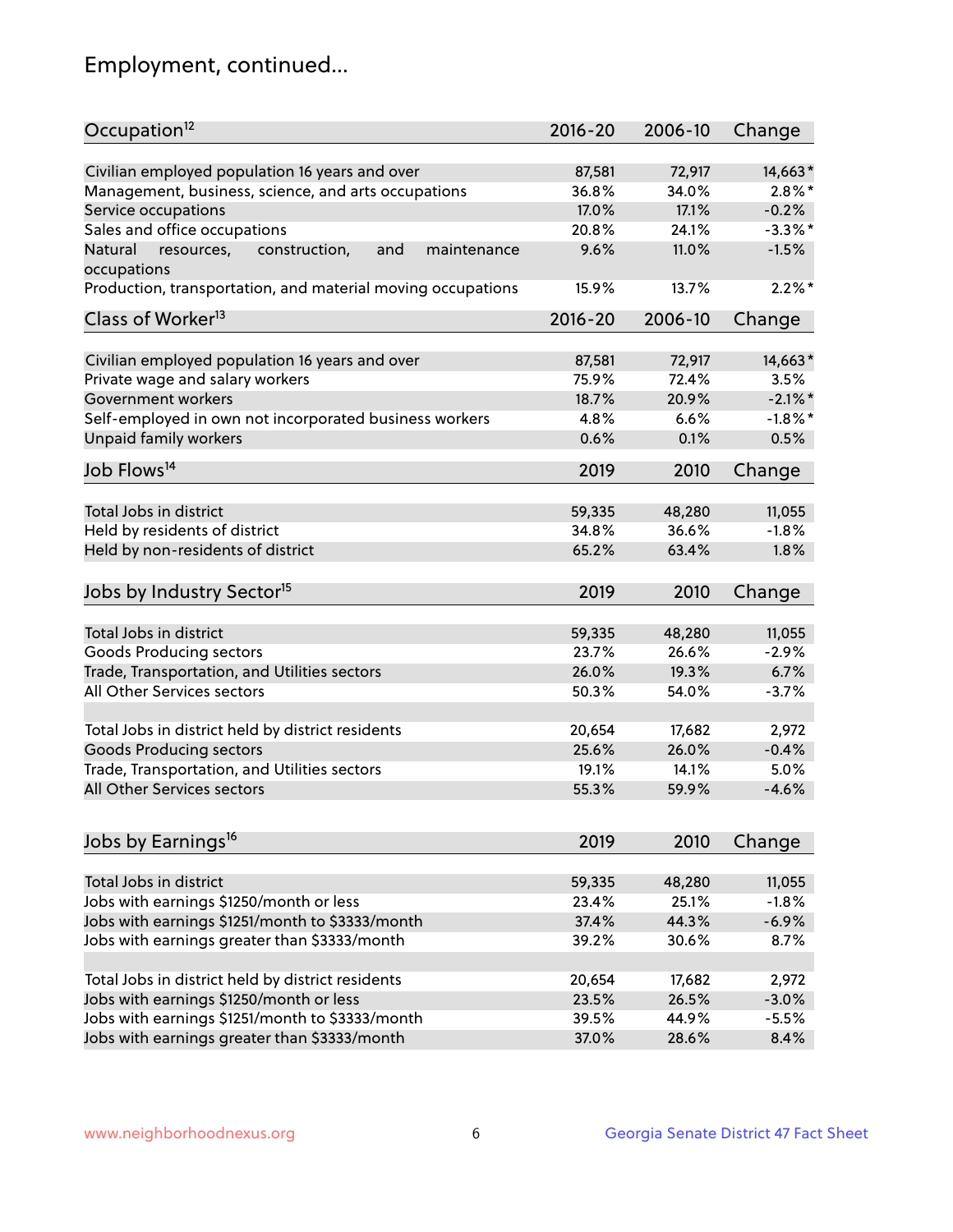## Employment, continued...

| Occupation[12] | 2016-20 | 2006-10 | Change |
|---|---|---|---|
| Civilian employed population 16 years and over | 87,581 | 72,917 | 14,663* |
| Management, business, science, and arts occupations | 36.8% | 34.0% | 2.8%* |
| Service occupations | 17.0% | 17.1% | -0.2% |
| Sales and office occupations | 20.8% | 24.1% | -3.3%* |
| Natural resources, construction, and maintenance occupations | 9.6% | 11.0% | -1.5% |
| Production, transportation, and material moving occupations | 15.9% | 13.7% | 2.2%* |

| Class of Worker[13] | 2016-20 | 2006-10 | Change |
|---|---|---|---|
| Civilian employed population 16 years and over | 87,581 | 72,917 | 14,663* |
| Private wage and salary workers | 75.9% | 72.4% | 3.5% |
| Government workers | 18.7% | 20.9% | -2.1%* |
| Self-employed in own not incorporated business workers | 4.8% | 6.6% | -1.8%* |
| Unpaid family workers | 0.6% | 0.1% | 0.5% |

| Job Flows[14] | 2019 | 2010 | Change |
|---|---|---|---|
| Total Jobs in district | 59,335 | 48,280 | 11,055 |
| Held by residents of district | 34.8% | 36.6% | -1.8% |
| Held by non-residents of district | 65.2% | 63.4% | 1.8% |

| Jobs by Industry Sector[15] | 2019 | 2010 | Change |
|---|---|---|---|
| Total Jobs in district | 59,335 | 48,280 | 11,055 |
| Goods Producing sectors | 23.7% | 26.6% | -2.9% |
| Trade, Transportation, and Utilities sectors | 26.0% | 19.3% | 6.7% |
| All Other Services sectors | 50.3% | 54.0% | -3.7% |
| | | | |
| Total Jobs in district held by district residents | 20,654 | 17,682 | 2,972 |
| Goods Producing sectors | 25.6% | 26.0% | -0.4% |
| Trade, Transportation, and Utilities sectors | 19.1% | 14.1% | 5.0% |
| All Other Services sectors | 55.3% | 59.9% | -4.6% |

| Jobs by Earnings[16] | 2019 | 2010 | Change |
|---|---|---|---|
| Total Jobs in district | 59,335 | 48,280 | 11,055 |
| Jobs with earnings $1250/month or less | 23.4% | 25.1% | -1.8% |
| Jobs with earnings $1251/month to $3333/month | 37.4% | 44.3% | -6.9% |
| Jobs with earnings greater than $3333/month | 39.2% | 30.6% | 8.7% |
| | | | |
| Total Jobs in district held by district residents | 20,654 | 17,682 | 2,972 |
| Jobs with earnings $1250/month or less | 23.5% | 26.5% | -3.0% |
| Jobs with earnings $1251/month to $3333/month | 39.5% | 44.9% | -5.5% |
| Jobs with earnings greater than $3333/month | 37.0% | 28.6% | 8.4% |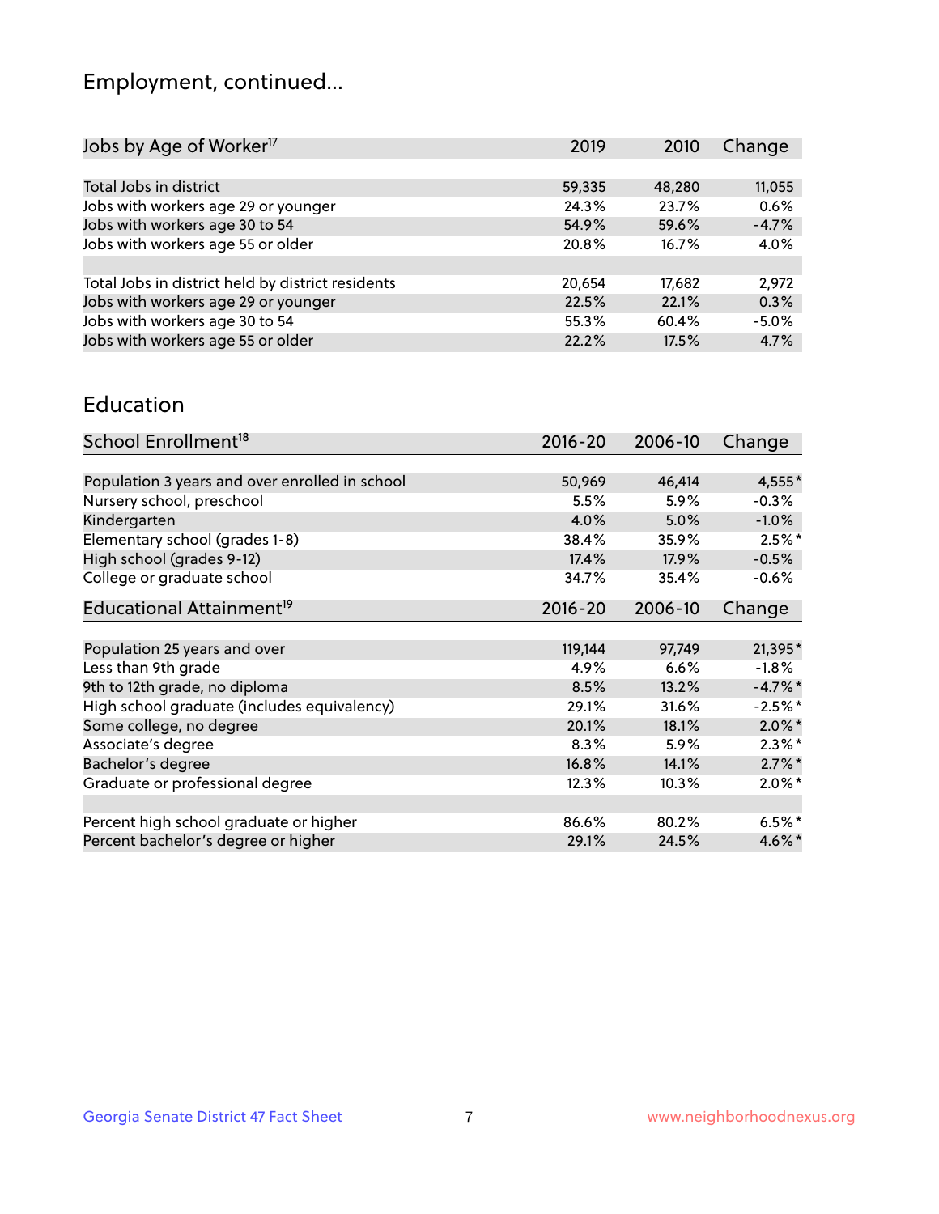# Employment, continued...

| Jobs by Age of Worker[17] | 2019 | 2010 | Change |
|---|---|---|---|
| Total Jobs in district | 59,335 | 48,280 | 11,055 |
| Jobs with workers age 29 or younger | 24.3% | 23.7% | 0.6% |
| Jobs with workers age 30 to 54 | 54.9% | 59.6% | -4.7% |
| Jobs with workers age 55 or older | 20.8% | 16.7% | 4.0% |
| | | | |
| Total Jobs in district held by district residents | 20,654 | 17,682 | 2,972 |
| Jobs with workers age 29 or younger | 22.5% | 22.1% | 0.3% |
| Jobs with workers age 30 to 54 | 55.3% | 60.4% | -5.0% |
| Jobs with workers age 55 or older | 22.2% | 17.5% | 4.7% |

## Education

| School Enrollment[18] | 2016-20 | 2006-10 | Change |
|---|---|---|---|
| Population 3 years and over enrolled in school | 50,969 | 46,414 | 4,555* |
| Nursery school, preschool | 5.5% | 5.9% | -0.3% |
| Kindergarten | 4.0% | 5.0% | -1.0% |
| Elementary school (grades 1-8) | 38.4% | 35.9% | 2.5%* |
| High school (grades 9-12) | 17.4% | 17.9% | -0.5% |
| College or graduate school | 34.7% | 35.4% | -0.6% |

| Educational Attainment[19] | 2016-20 | 2006-10 | Change |
|---|---|---|---|
| Population 25 years and over | 119,144 | 97,749 | 21,395* |
| Less than 9th grade | 4.9% | 6.6% | -1.8% |
| 9th to 12th grade, no diploma | 8.5% | 13.2% | -4.7%* |
| High school graduate (includes equivalency) | 29.1% | 31.6% | -2.5%* |
| Some college, no degree | 20.1% | 18.1% | 2.0%* |
| Associate's degree | 8.3% | 5.9% | 2.3%* |
| Bachelor's degree | 16.8% | 14.1% | 2.7%* |
| Graduate or professional degree | 12.3% | 10.3% | 2.0%* |
| | | | |
| Percent high school graduate or higher | 86.6% | 80.2% | 6.5%* |
| Percent bachelor's degree or higher | 29.1% | 24.5% | 4.6%* |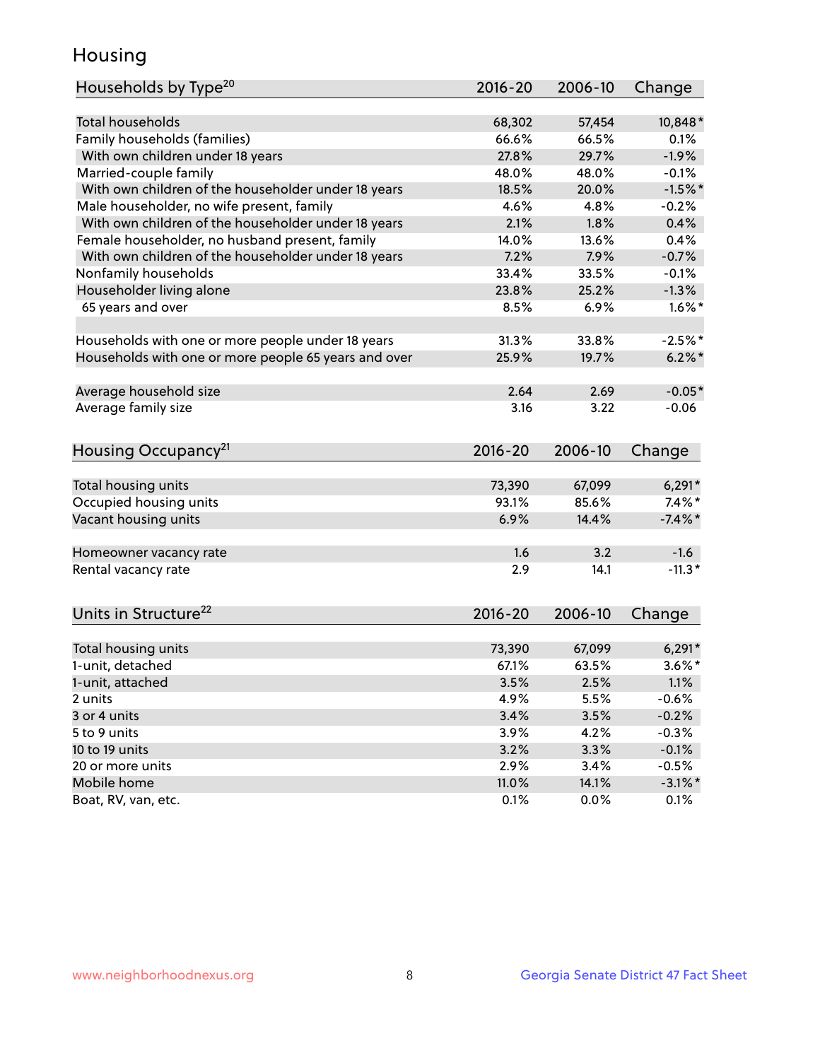# Housing

| Households by Type[20] | 2016-20 | 2006-10 | Change |
|---|---|---|---|
| Total households | 68,302 | 57,454 | 10,848* |
| Family households (families) | 66.6% | 66.5% | 0.1% |
| With own children under 18 years | 27.8% | 29.7% | -1.9% |
| Married-couple family | 48.0% | 48.0% | -0.1% |
| With own children of the householder under 18 years | 18.5% | 20.0% | -1.5%* |
| Male householder, no wife present, family | 4.6% | 4.8% | -0.2% |
| With own children of the householder under 18 years | 2.1% | 1.8% | 0.4% |
| Female householder, no husband present, family | 14.0% | 13.6% | 0.4% |
| With own children of the householder under 18 years | 7.2% | 7.9% | -0.7% |
| Nonfamily households | 33.4% | 33.5% | -0.1% |
| Householder living alone | 23.8% | 25.2% | -1.3% |
| 65 years and over | 8.5% | 6.9% | 1.6%* |
| | | | |
| Households with one or more people under 18 years | 31.3% | 33.8% | -2.5%* |
| Households with one or more people 65 years and over | 25.9% | 19.7% | 6.2%* |
| | | | |
| Average household size | 2.64 | 2.69 | -0.05* |
| Average family size | 3.16 | 3.22 | -0.06 |

| Housing Occupancy[21] | 2016-20 | 2006-10 | Change |
|---|---|---|---|
| Total housing units | 73,390 | 67,099 | 6,291* |
| Occupied housing units | 93.1% | 85.6% | 7.4%* |
| Vacant housing units | 6.9% | 14.4% | -7.4%* |
| | | | |
| Homeowner vacancy rate | 1.6 | 3.2 | -1.6 |
| Rental vacancy rate | 2.9 | 14.1 | -11.3* |

| Units in Structure[22] | 2016-20 | 2006-10 | Change |
|---|---|---|---|
| Total housing units | 73,390 | 67,099 | 6,291* |
| 1-unit, detached | 67.1% | 63.5% | 3.6%* |
| 1-unit, attached | 3.5% | 2.5% | 1.1% |
| 2 units | 4.9% | 5.5% | -0.6% |
| 3 or 4 units | 3.4% | 3.5% | -0.2% |
| 5 to 9 units | 3.9% | 4.2% | -0.3% |
| 10 to 19 units | 3.2% | 3.3% | -0.1% |
| 20 or more units | 2.9% | 3.4% | -0.5% |
| Mobile home | 11.0% | 14.1% | -3.1%* |
| Boat, RV, van, etc. | 0.1% | 0.0% | 0.1% |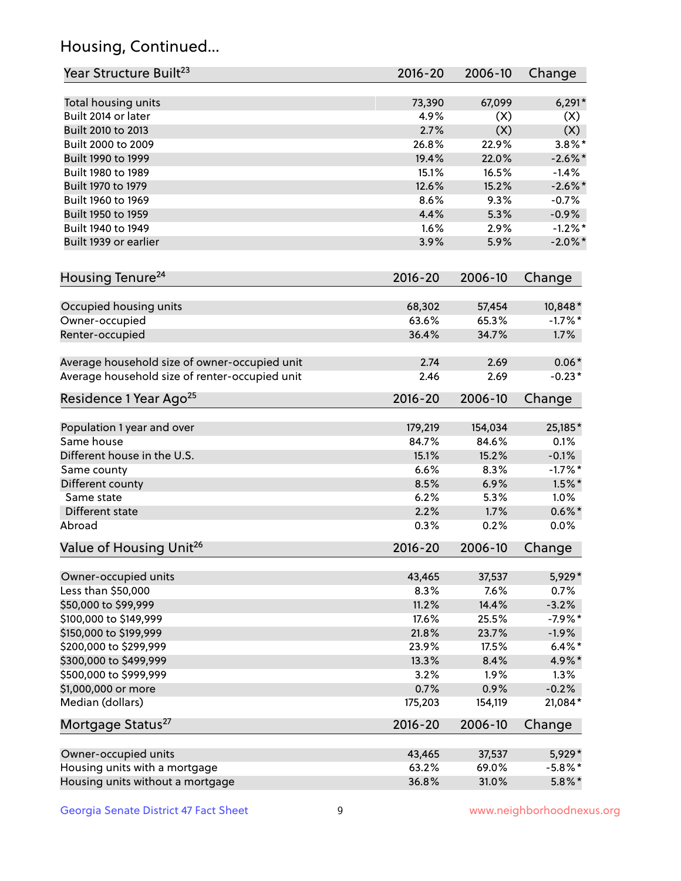## Housing, Continued...

| Year Structure Built[23] | 2016-20 | 2006-10 | Change |
|---|---|---|---|
| Total housing units | 73,390 | 67,099 | 6,291* |
| Built 2014 or later | 4.9% | (X) | (X) |
| Built 2010 to 2013 | 2.7% | (X) | (X) |
| Built 2000 to 2009 | 26.8% | 22.9% | 3.8%* |
| Built 1990 to 1999 | 19.4% | 22.0% | -2.6%* |
| Built 1980 to 1989 | 15.1% | 16.5% | -1.4% |
| Built 1970 to 1979 | 12.6% | 15.2% | -2.6%* |
| Built 1960 to 1969 | 8.6% | 9.3% | -0.7% |
| Built 1950 to 1959 | 4.4% | 5.3% | -0.9% |
| Built 1940 to 1949 | 1.6% | 2.9% | -1.2%* |
| Built 1939 or earlier | 3.9% | 5.9% | -2.0%* |

| Housing Tenure[24] | 2016-20 | 2006-10 | Change |
|---|---|---|---|
| Occupied housing units | 68,302 | 57,454 | 10,848* |
| Owner-occupied | 63.6% | 65.3% | -1.7%* |
| Renter-occupied | 36.4% | 34.7% | 1.7% |
| Average household size of owner-occupied unit | 2.74 | 2.69 | 0.06* |
| Average household size of renter-occupied unit | 2.46 | 2.69 | -0.23* |

| Residence 1 Year Ago[25] | 2016-20 | 2006-10 | Change |
|---|---|---|---|
| Population 1 year and over | 179,219 | 154,034 | 25,185* |
| Same house | 84.7% | 84.6% | 0.1% |
| Different house in the U.S. | 15.1% | 15.2% | -0.1% |
| Same county | 6.6% | 8.3% | -1.7%* |
| Different county | 8.5% | 6.9% | 1.5%* |
| Same state | 6.2% | 5.3% | 1.0% |
| Different state | 2.2% | 1.7% | 0.6%* |
| Abroad | 0.3% | 0.2% | 0.0% |

| Value of Housing Unit[26] | 2016-20 | 2006-10 | Change |
|---|---|---|---|
| Owner-occupied units | 43,465 | 37,537 | 5,929* |
| Less than $50,000 | 8.3% | 7.6% | 0.7% |
| $50,000 to $99,999 | 11.2% | 14.4% | -3.2% |
| $100,000 to $149,999 | 17.6% | 25.5% | -7.9%* |
| $150,000 to $199,999 | 21.8% | 23.7% | -1.9% |
| $200,000 to $299,999 | 23.9% | 17.5% | 6.4%* |
| $300,000 to $499,999 | 13.3% | 8.4% | 4.9%* |
| $500,000 to $999,999 | 3.2% | 1.9% | 1.3% |
| $1,000,000 or more | 0.7% | 0.9% | -0.2% |
| Median (dollars) | 175,203 | 154,119 | 21,084* |

| Mortgage Status[27] | 2016-20 | 2006-10 | Change |
|---|---|---|---|
| Owner-occupied units | 43,465 | 37,537 | 5,929* |
| Housing units with a mortgage | 63.2% | 69.0% | -5.8%* |
| Housing units without a mortgage | 36.8% | 31.0% | 5.8%* |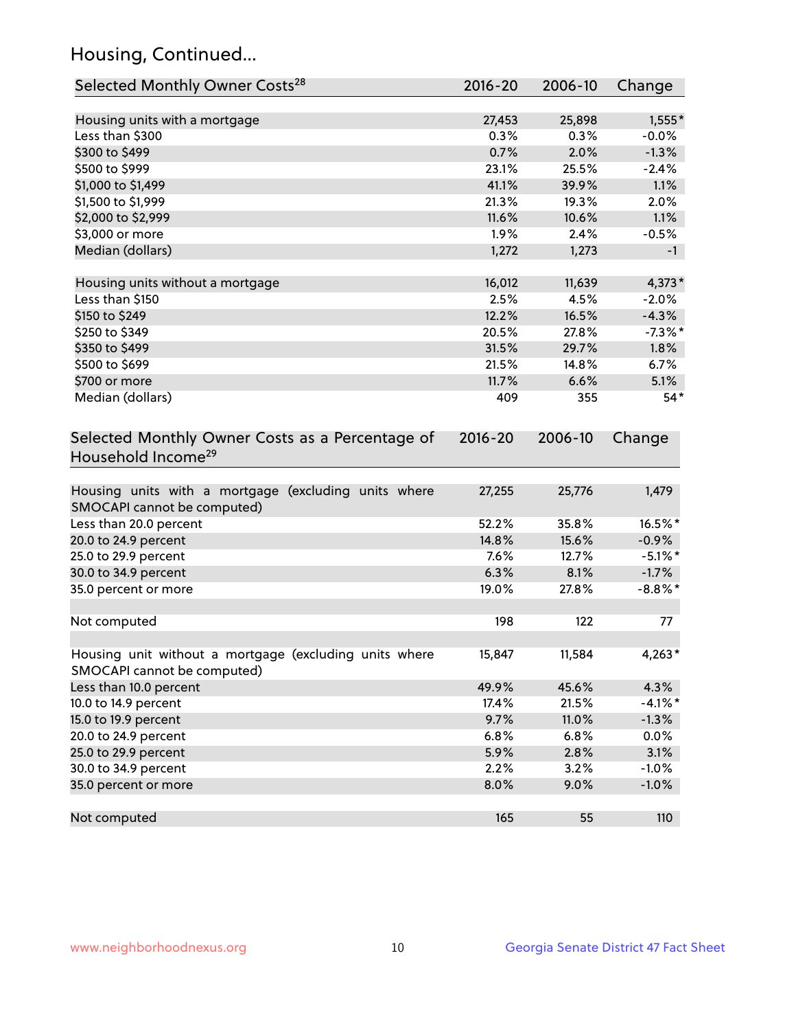## Housing, Continued...

| Selected Monthly Owner Costs[28] | 2016-20 | 2006-10 | Change |
|---|---|---|---|
| Housing units with a mortgage | 27,453 | 25,898 | 1,555* |
| Less than $300 | 0.3% | 0.3% | -0.0% |
| $300 to $499 | 0.7% | 2.0% | -1.3% |
| $500 to $999 | 23.1% | 25.5% | -2.4% |
| $1,000 to $1,499 | 41.1% | 39.9% | 1.1% |
| $1,500 to $1,999 | 21.3% | 19.3% | 2.0% |
| $2,000 to $2,999 | 11.6% | 10.6% | 1.1% |
| $3,000 or more | 1.9% | 2.4% | -0.5% |
| Median (dollars) | 1,272 | 1,273 | -1 |
| Housing units without a mortgage | 16,012 | 11,639 | 4,373* |
| Less than $150 | 2.5% | 4.5% | -2.0% |
| $150 to $249 | 12.2% | 16.5% | -4.3% |
| $250 to $349 | 20.5% | 27.8% | -7.3%* |
| $350 to $499 | 31.5% | 29.7% | 1.8% |
| $500 to $699 | 21.5% | 14.8% | 6.7% |
| $700 or more | 11.7% | 6.6% | 5.1% |
| Median (dollars) | 409 | 355 | 54* |

| Selected Monthly Owner Costs as a Percentage of Household Income[29] | 2016-20 | 2006-10 | Change |
|---|---|---|---|
| Housing units with a mortgage (excluding units where SMOCAPI cannot be computed) | 27,255 | 25,776 | 1,479 |
| Less than 20.0 percent | 52.2% | 35.8% | 16.5%* |
| 20.0 to 24.9 percent | 14.8% | 15.6% | -0.9% |
| 25.0 to 29.9 percent | 7.6% | 12.7% | -5.1%* |
| 30.0 to 34.9 percent | 6.3% | 8.1% | -1.7% |
| 35.0 percent or more | 19.0% | 27.8% | -8.8%* |
| Not computed | 198 | 122 | 77 |
| Housing unit without a mortgage (excluding units where SMOCAPI cannot be computed) | 15,847 | 11,584 | 4,263* |
| Less than 10.0 percent | 49.9% | 45.6% | 4.3% |
| 10.0 to 14.9 percent | 17.4% | 21.5% | -4.1%* |
| 15.0 to 19.9 percent | 9.7% | 11.0% | -1.3% |
| 20.0 to 24.9 percent | 6.8% | 6.8% | 0.0% |
| 25.0 to 29.9 percent | 5.9% | 2.8% | 3.1% |
| 30.0 to 34.9 percent | 2.2% | 3.2% | -1.0% |
| 35.0 percent or more | 8.0% | 9.0% | -1.0% |
| Not computed | 165 | 55 | 110 |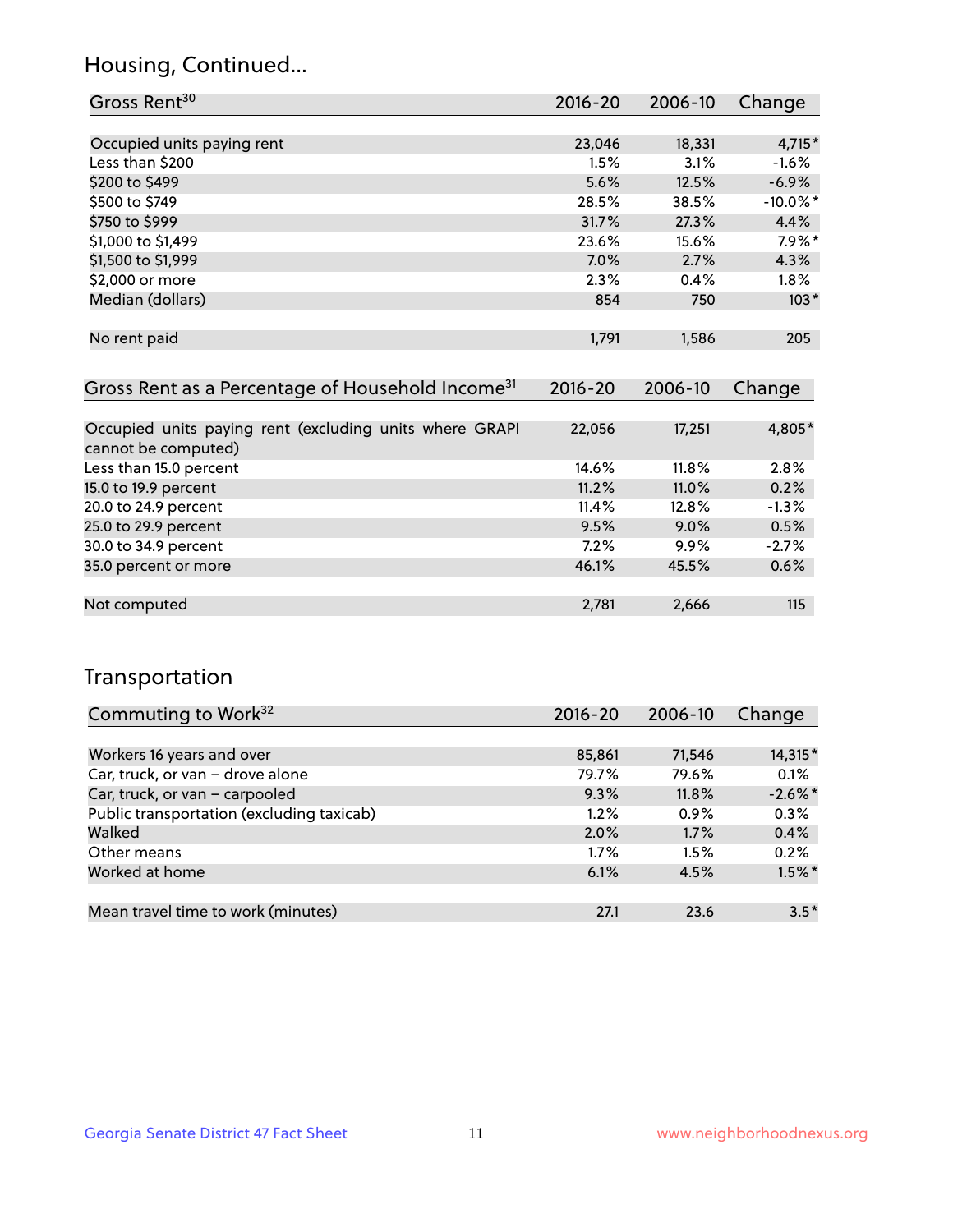## Housing, Continued...

| Gross Rent[30] | 2016-20 | 2006-10 | Change |
|---|---|---|---|
| Occupied units paying rent | 23,046 | 18,331 | 4,715* |
| Less than $200 | 1.5% | 3.1% | -1.6% |
| $200 to $499 | 5.6% | 12.5% | -6.9% |
| $500 to $749 | 28.5% | 38.5% | -10.0%* |
| $750 to $999 | 31.7% | 27.3% | 4.4% |
| $1,000 to $1,499 | 23.6% | 15.6% | 7.9%* |
| $1,500 to $1,999 | 7.0% | 2.7% | 4.3% |
| $2,000 or more | 2.3% | 0.4% | 1.8% |
| Median (dollars) | 854 | 750 | 103* |
| No rent paid | 1,791 | 1,586 | 205 |

| Gross Rent as a Percentage of Household Income[31] | 2016-20 | 2006-10 | Change |
|---|---|---|---|
| Occupied units paying rent (excluding units where GRAPI cannot be computed) | 22,056 | 17,251 | 4,805* |
| Less than 15.0 percent | 14.6% | 11.8% | 2.8% |
| 15.0 to 19.9 percent | 11.2% | 11.0% | 0.2% |
| 20.0 to 24.9 percent | 11.4% | 12.8% | -1.3% |
| 25.0 to 29.9 percent | 9.5% | 9.0% | 0.5% |
| 30.0 to 34.9 percent | 7.2% | 9.9% | -2.7% |
| 35.0 percent or more | 46.1% | 45.5% | 0.6% |
| Not computed | 2,781 | 2,666 | 115 |

## Transportation

| Commuting to Work[32] | 2016-20 | 2006-10 | Change |
|---|---|---|---|
| Workers 16 years and over | 85,861 | 71,546 | 14,315* |
| Car, truck, or van – drove alone | 79.7% | 79.6% | 0.1% |
| Car, truck, or van – carpooled | 9.3% | 11.8% | -2.6%* |
| Public transportation (excluding taxicab) | 1.2% | 0.9% | 0.3% |
| Walked | 2.0% | 1.7% | 0.4% |
| Other means | 1.7% | 1.5% | 0.2% |
| Worked at home | 6.1% | 4.5% | 1.5%* |
| Mean travel time to work (minutes) | 27.1 | 23.6 | 3.5* |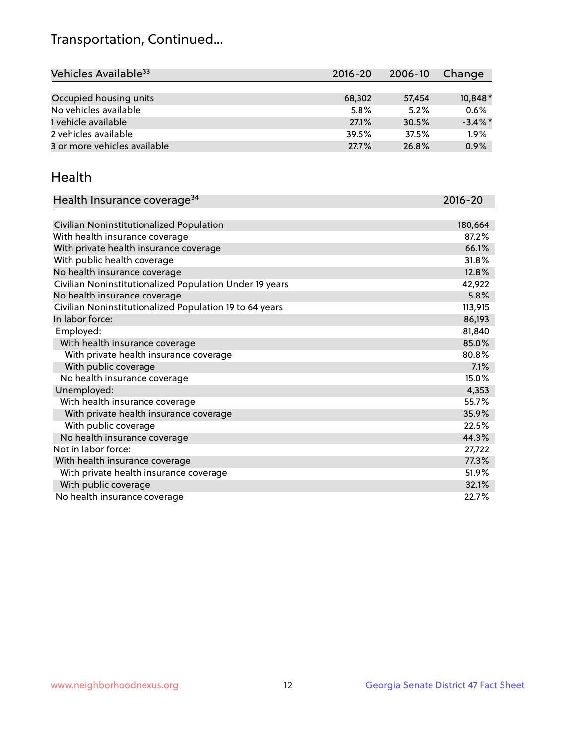## Transportation, Continued...

| Vehicles Available[33] | 2016-20 | 2006-10 | Change |
|---|---|---|---|
| Occupied housing units | 68,302 | 57,454 | 10,848* |
| No vehicles available | 5.8% | 5.2% | 0.6% |
| 1 vehicle available | 27.1% | 30.5% | -3.4%* |
| 2 vehicles available | 39.5% | 37.5% | 1.9% |
| 3 or more vehicles available | 27.7% | 26.8% | 0.9% |

## Health

| Health Insurance coverage[34] | 2016-20 |
|---|---|
| Civilian Noninstitutionalized Population | 180,664 |
| With health insurance coverage | 87.2% |
| With private health insurance coverage | 66.1% |
| With public health coverage | 31.8% |
| No health insurance coverage | 12.8% |
| Civilian Noninstitutionalized Population Under 19 years | 42,922 |
| No health insurance coverage | 5.8% |
| Civilian Noninstitutionalized Population 19 to 64 years | 113,915 |
| In labor force: | 86,193 |
| Employed: | 81,840 |
| With health insurance coverage | 85.0% |
| With private health insurance coverage | 80.8% |
| With public coverage | 7.1% |
| No health insurance coverage | 15.0% |
| Unemployed: | 4,353 |
| With health insurance coverage | 55.7% |
| With private health insurance coverage | 35.9% |
| With public coverage | 22.5% |
| No health insurance coverage | 44.3% |
| Not in labor force: | 27,722 |
| With health insurance coverage | 77.3% |
| With private health insurance coverage | 51.9% |
| With public coverage | 32.1% |
| No health insurance coverage | 22.7% |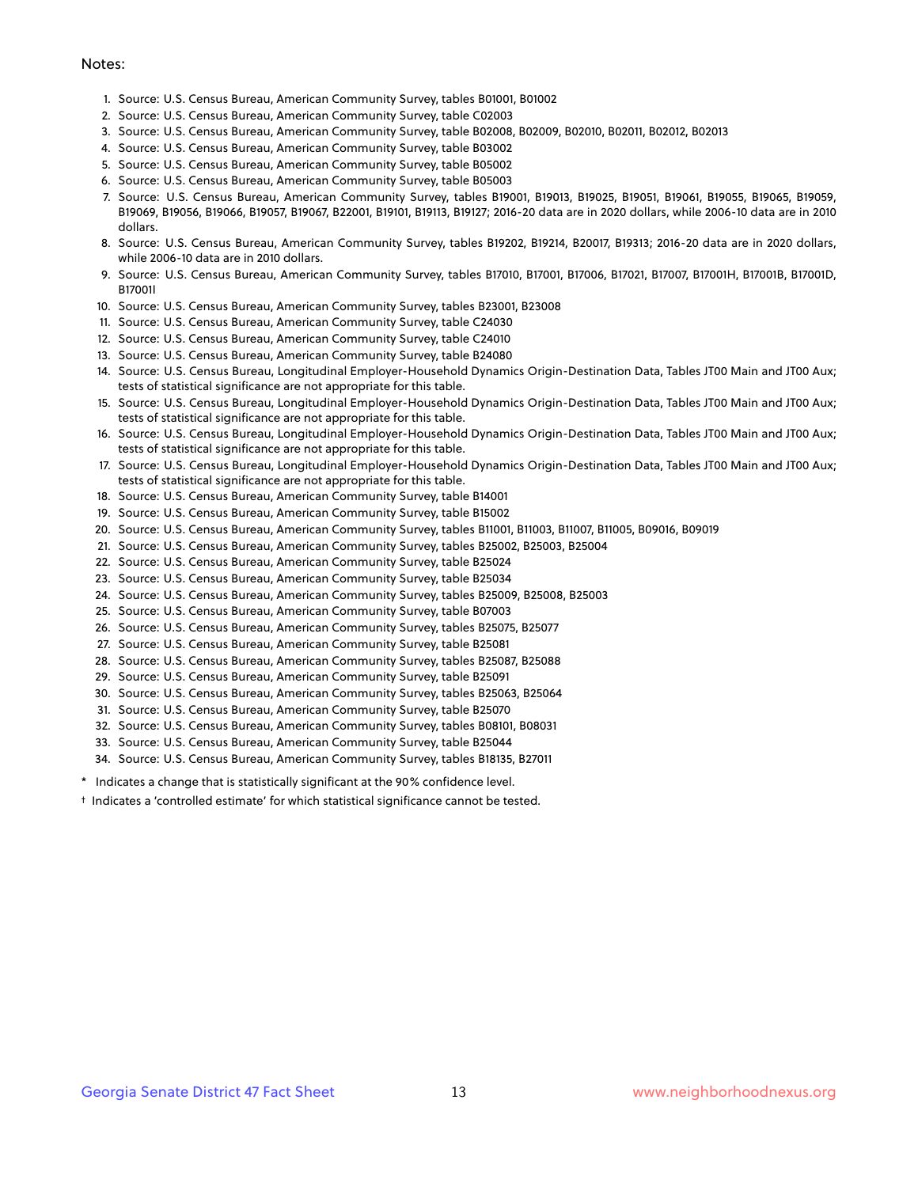Notes:

1. Source: U.S. Census Bureau, American Community Survey, tables B01001, B01002
2. Source: U.S. Census Bureau, American Community Survey, table C02003
3. Source: U.S. Census Bureau, American Community Survey, table B02008, B02009, B02010, B02011, B02012, B02013
4. Source: U.S. Census Bureau, American Community Survey, table B03002
5. Source: U.S. Census Bureau, American Community Survey, table B05002
6. Source: U.S. Census Bureau, American Community Survey, table B05003
7. Source: U.S. Census Bureau, American Community Survey, tables B19001, B19013, B19025, B19051, B19061, B19055, B19065, B19059, B19069, B19056, B19066, B19057, B19067, B22001, B19101, B19113, B19127; 2016-20 data are in 2020 dollars, while 2006-10 data are in 2010 dollars.
8. Source: U.S. Census Bureau, American Community Survey, tables B19202, B19214, B20017, B19313; 2016-20 data are in 2020 dollars, while 2006-10 data are in 2010 dollars.
9. Source: U.S. Census Bureau, American Community Survey, tables B17010, B17001, B17006, B17021, B17007, B17001H, B17001B, B17001D, B17001I
10. Source: U.S. Census Bureau, American Community Survey, tables B23001, B23008
11. Source: U.S. Census Bureau, American Community Survey, table C24030
12. Source: U.S. Census Bureau, American Community Survey, table C24010
13. Source: U.S. Census Bureau, American Community Survey, table B24080
14. Source: U.S. Census Bureau, Longitudinal Employer-Household Dynamics Origin-Destination Data, Tables JT00 Main and JT00 Aux; tests of statistical significance are not appropriate for this table.
15. Source: U.S. Census Bureau, Longitudinal Employer-Household Dynamics Origin-Destination Data, Tables JT00 Main and JT00 Aux; tests of statistical significance are not appropriate for this table.
16. Source: U.S. Census Bureau, Longitudinal Employer-Household Dynamics Origin-Destination Data, Tables JT00 Main and JT00 Aux; tests of statistical significance are not appropriate for this table.
17. Source: U.S. Census Bureau, Longitudinal Employer-Household Dynamics Origin-Destination Data, Tables JT00 Main and JT00 Aux; tests of statistical significance are not appropriate for this table.
18. Source: U.S. Census Bureau, American Community Survey, table B14001
19. Source: U.S. Census Bureau, American Community Survey, table B15002
20. Source: U.S. Census Bureau, American Community Survey, tables B11001, B11003, B11007, B11005, B09016, B09019
21. Source: U.S. Census Bureau, American Community Survey, tables B25002, B25003, B25004
22. Source: U.S. Census Bureau, American Community Survey, table B25024
23. Source: U.S. Census Bureau, American Community Survey, table B25034
24. Source: U.S. Census Bureau, American Community Survey, tables B25009, B25008, B25003
25. Source: U.S. Census Bureau, American Community Survey, table B07003
26. Source: U.S. Census Bureau, American Community Survey, tables B25075, B25077
27. Source: U.S. Census Bureau, American Community Survey, table B25081
28. Source: U.S. Census Bureau, American Community Survey, tables B25087, B25088
29. Source: U.S. Census Bureau, American Community Survey, table B25091
30. Source: U.S. Census Bureau, American Community Survey, tables B25063, B25064
31. Source: U.S. Census Bureau, American Community Survey, table B25070
32. Source: U.S. Census Bureau, American Community Survey, tables B08101, B08031
33. Source: U.S. Census Bureau, American Community Survey, table B25044
34. Source: U.S. Census Bureau, American Community Survey, tables B18135, B27011

\* Indicates a change that is statistically significant at the 90% confidence level.

† Indicates a 'controlled estimate' for which statistical significance cannot be tested.